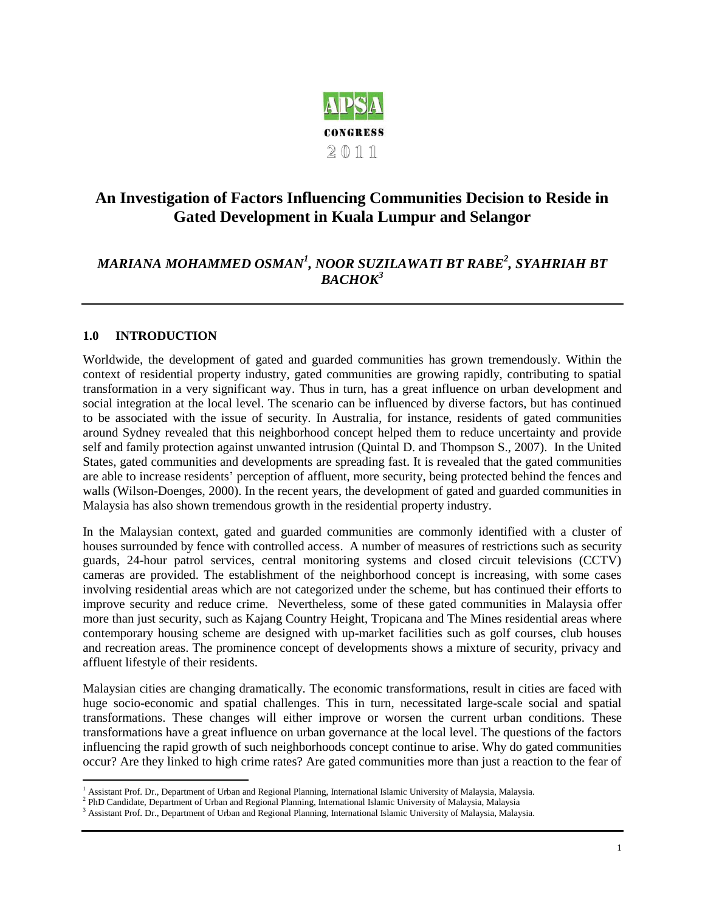APSA
CONGRESS
2011

# An Investigation of Factors Influencing Communities Decision to Reside in Gated Development in Kuala Lumpur and Selangor

***MARIANA MOHAMMED OSMAN[1], NOOR SUZILAWATI BT RABE[2], SYAHRIAH BT BACHOK[3]***

## 1.0 INTRODUCTION

Worldwide, the development of gated and guarded communities has grown tremendously. Within the context of residential property industry, gated communities are growing rapidly, contributing to spatial transformation in a very significant way. Thus in turn, has a great influence on urban development and social integration at the local level. The scenario can be influenced by diverse factors, but has continued to be associated with the issue of security. In Australia, for instance, residents of gated communities around Sydney revealed that this neighborhood concept helped them to reduce uncertainty and provide self and family protection against unwanted intrusion (Quintal D. and Thompson S., 2007). In the United States, gated communities and developments are spreading fast. It is revealed that the gated communities are able to increase residents' perception of affluent, more security, being protected behind the fences and walls (Wilson-Doenges, 2000). In the recent years, the development of gated and guarded communities in Malaysia has also shown tremendous growth in the residential property industry.

In the Malaysian context, gated and guarded communities are commonly identified with a cluster of houses surrounded by fence with controlled access. A number of measures of restrictions such as security guards, 24-hour patrol services, central monitoring systems and closed circuit televisions (CCTV) cameras are provided. The establishment of the neighborhood concept is increasing, with some cases involving residential areas which are not categorized under the scheme, but has continued their efforts to improve security and reduce crime. Nevertheless, some of these gated communities in Malaysia offer more than just security, such as Kajang Country Height, Tropicana and The Mines residential areas where contemporary housing scheme are designed with up-market facilities such as golf courses, club houses and recreation areas. The prominence concept of developments shows a mixture of security, privacy and affluent lifestyle of their residents.

Malaysian cities are changing dramatically. The economic transformations, result in cities are faced with huge socio-economic and spatial challenges. This in turn, necessitated large-scale social and spatial transformations. These changes will either improve or worsen the current urban conditions. These transformations have a great influence on urban governance at the local level. The questions of the factors influencing the rapid growth of such neighborhoods concept continue to arise. Why do gated communities occur? Are they linked to high crime rates? Are gated communities more than just a reaction to the fear of

---

[1] Assistant Prof. Dr., Department of Urban and Regional Planning, International Islamic University of Malaysia, Malaysia.

[2] PhD Candidate, Department of Urban and Regional Planning, International Islamic University of Malaysia, Malaysia

[3] Assistant Prof. Dr., Department of Urban and Regional Planning, International Islamic University of Malaysia, Malaysia.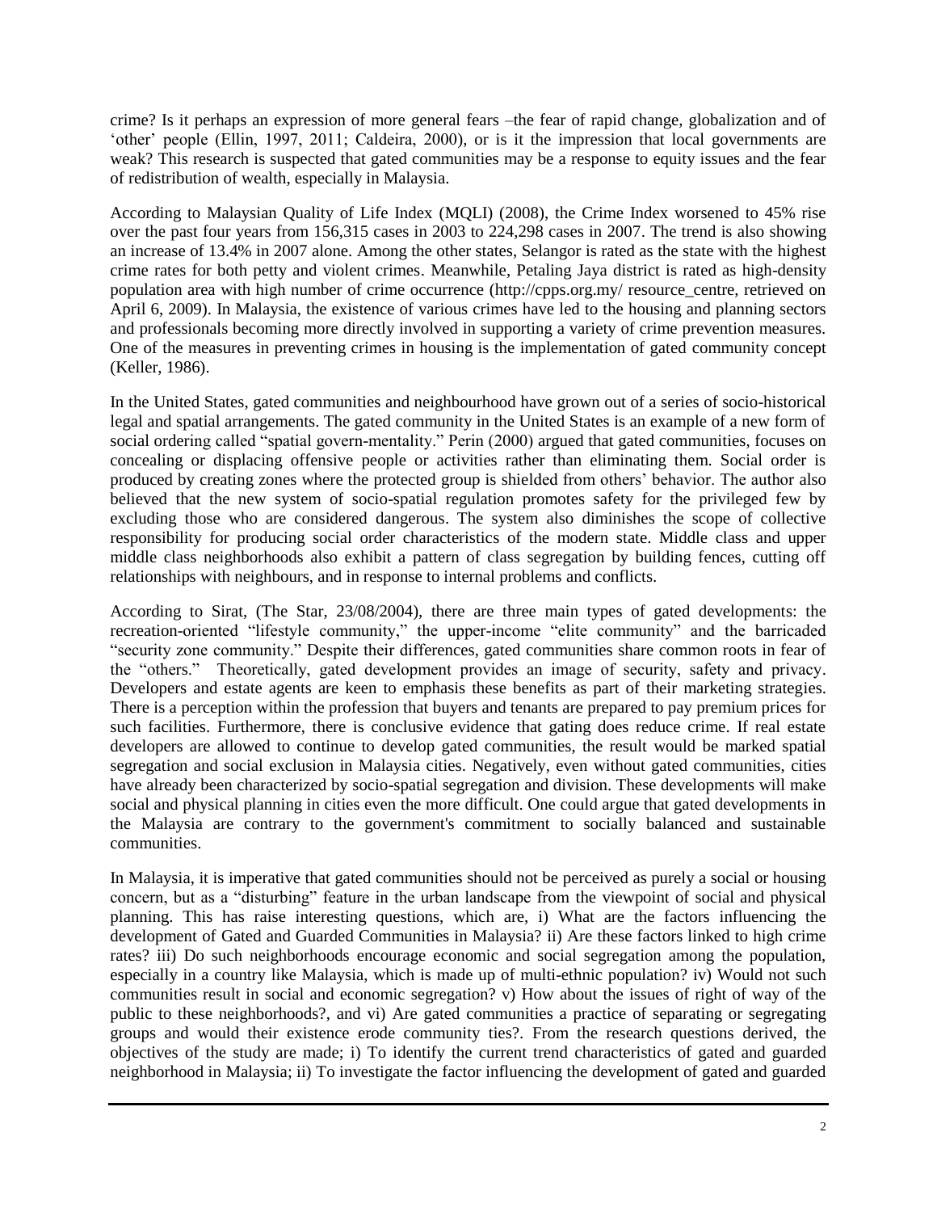crime? Is it perhaps an expression of more general fears –the fear of rapid change, globalization and of 'other' people (Ellin, 1997, 2011; Caldeira, 2000), or is it the impression that local governments are weak? This research is suspected that gated communities may be a response to equity issues and the fear of redistribution of wealth, especially in Malaysia.

According to Malaysian Quality of Life Index (MQLI) (2008), the Crime Index worsened to 45% rise over the past four years from 156,315 cases in 2003 to 224,298 cases in 2007. The trend is also showing an increase of 13.4% in 2007 alone. Among the other states, Selangor is rated as the state with the highest crime rates for both petty and violent crimes. Meanwhile, Petaling Jaya district is rated as high-density population area with high number of crime occurrence (http://cpps.org.my/ resource_centre, retrieved on April 6, 2009). In Malaysia, the existence of various crimes have led to the housing and planning sectors and professionals becoming more directly involved in supporting a variety of crime prevention measures. One of the measures in preventing crimes in housing is the implementation of gated community concept (Keller, 1986).

In the United States, gated communities and neighbourhood have grown out of a series of socio-historical legal and spatial arrangements. The gated community in the United States is an example of a new form of social ordering called "spatial govern-mentality." Perin (2000) argued that gated communities, focuses on concealing or displacing offensive people or activities rather than eliminating them. Social order is produced by creating zones where the protected group is shielded from others' behavior. The author also believed that the new system of socio-spatial regulation promotes safety for the privileged few by excluding those who are considered dangerous. The system also diminishes the scope of collective responsibility for producing social order characteristics of the modern state. Middle class and upper middle class neighborhoods also exhibit a pattern of class segregation by building fences, cutting off relationships with neighbours, and in response to internal problems and conflicts.

According to Sirat, (The Star, 23/08/2004), there are three main types of gated developments: the recreation-oriented "lifestyle community," the upper-income "elite community" and the barricaded "security zone community." Despite their differences, gated communities share common roots in fear of the "others." Theoretically, gated development provides an image of security, safety and privacy. Developers and estate agents are keen to emphasis these benefits as part of their marketing strategies. There is a perception within the profession that buyers and tenants are prepared to pay premium prices for such facilities. Furthermore, there is conclusive evidence that gating does reduce crime. If real estate developers are allowed to continue to develop gated communities, the result would be marked spatial segregation and social exclusion in Malaysia cities. Negatively, even without gated communities, cities have already been characterized by socio-spatial segregation and division. These developments will make social and physical planning in cities even the more difficult. One could argue that gated developments in the Malaysia are contrary to the government's commitment to socially balanced and sustainable communities.

In Malaysia, it is imperative that gated communities should not be perceived as purely a social or housing concern, but as a "disturbing" feature in the urban landscape from the viewpoint of social and physical planning. This has raise interesting questions, which are, i) What are the factors influencing the development of Gated and Guarded Communities in Malaysia? ii) Are these factors linked to high crime rates? iii) Do such neighborhoods encourage economic and social segregation among the population, especially in a country like Malaysia, which is made up of multi-ethnic population? iv) Would not such communities result in social and economic segregation? v) How about the issues of right of way of the public to these neighborhoods?, and vi) Are gated communities a practice of separating or segregating groups and would their existence erode community ties?. From the research questions derived, the objectives of the study are made; i) To identify the current trend characteristics of gated and guarded neighborhood in Malaysia; ii) To investigate the factor influencing the development of gated and guarded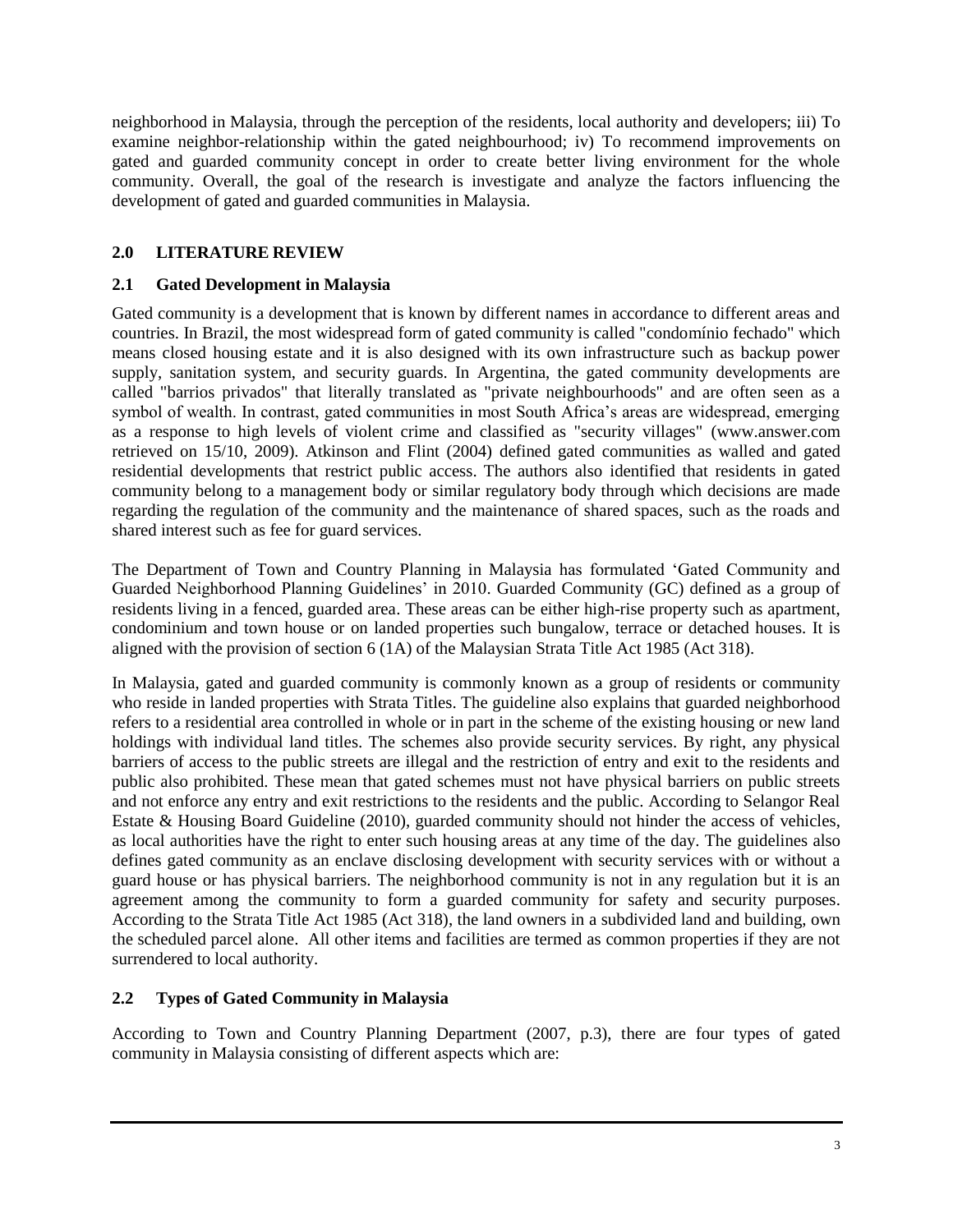neighborhood in Malaysia, through the perception of the residents, local authority and developers; iii) To examine neighbor-relationship within the gated neighbourhood; iv) To recommend improvements on gated and guarded community concept in order to create better living environment for the whole community. Overall, the goal of the research is investigate and analyze the factors influencing the development of gated and guarded communities in Malaysia.

## 2.0 LITERATURE REVIEW

### 2.1 Gated Development in Malaysia

Gated community is a development that is known by different names in accordance to different areas and countries. In Brazil, the most widespread form of gated community is called "condomínio fechado" which means closed housing estate and it is also designed with its own infrastructure such as backup power supply, sanitation system, and security guards. In Argentina, the gated community developments are called "barrios privados" that literally translated as "private neighbourhoods" and are often seen as a symbol of wealth. In contrast, gated communities in most South Africa's areas are widespread, emerging as a response to high levels of violent crime and classified as "security villages" (www.answer.com retrieved on 15/10, 2009). Atkinson and Flint (2004) defined gated communities as walled and gated residential developments that restrict public access. The authors also identified that residents in gated community belong to a management body or similar regulatory body through which decisions are made regarding the regulation of the community and the maintenance of shared spaces, such as the roads and shared interest such as fee for guard services.

The Department of Town and Country Planning in Malaysia has formulated 'Gated Community and Guarded Neighborhood Planning Guidelines' in 2010. Guarded Community (GC) defined as a group of residents living in a fenced, guarded area. These areas can be either high-rise property such as apartment, condominium and town house or on landed properties such bungalow, terrace or detached houses. It is aligned with the provision of section 6 (1A) of the Malaysian Strata Title Act 1985 (Act 318).

In Malaysia, gated and guarded community is commonly known as a group of residents or community who reside in landed properties with Strata Titles. The guideline also explains that guarded neighborhood refers to a residential area controlled in whole or in part in the scheme of the existing housing or new land holdings with individual land titles. The schemes also provide security services. By right, any physical barriers of access to the public streets are illegal and the restriction of entry and exit to the residents and public also prohibited. These mean that gated schemes must not have physical barriers on public streets and not enforce any entry and exit restrictions to the residents and the public. According to Selangor Real Estate & Housing Board Guideline (2010), guarded community should not hinder the access of vehicles, as local authorities have the right to enter such housing areas at any time of the day. The guidelines also defines gated community as an enclave disclosing development with security services with or without a guard house or has physical barriers. The neighborhood community is not in any regulation but it is an agreement among the community to form a guarded community for safety and security purposes. According to the Strata Title Act 1985 (Act 318), the land owners in a subdivided land and building, own the scheduled parcel alone. All other items and facilities are termed as common properties if they are not surrendered to local authority.

### 2.2 Types of Gated Community in Malaysia

According to Town and Country Planning Department (2007, p.3), there are four types of gated community in Malaysia consisting of different aspects which are: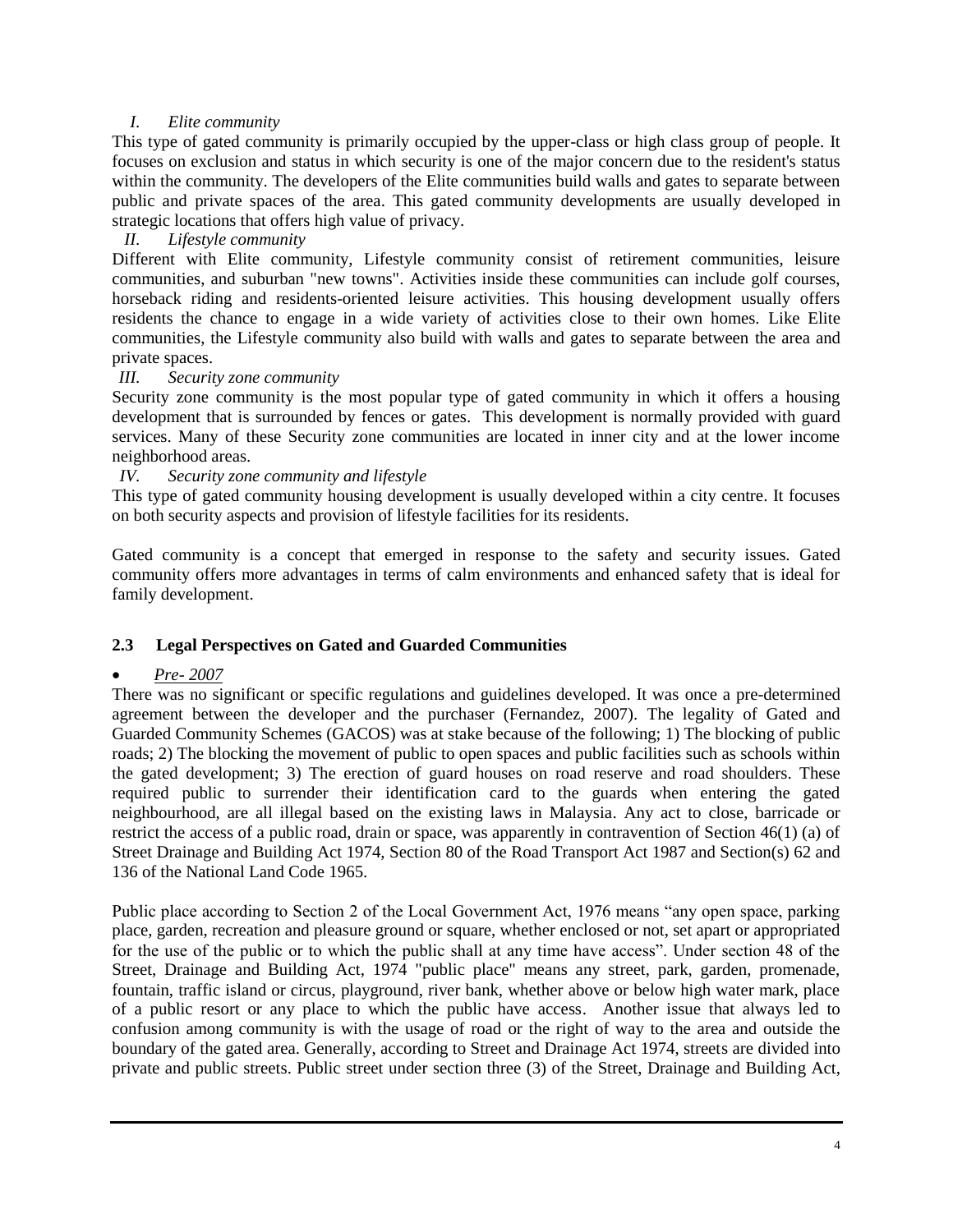*I. Elite community*

This type of gated community is primarily occupied by the upper-class or high class group of people. It focuses on exclusion and status in which security is one of the major concern due to the resident's status within the community. The developers of the Elite communities build walls and gates to separate between public and private spaces of the area. This gated community developments are usually developed in strategic locations that offers high value of privacy.

*II. Lifestyle community*

Different with Elite community, Lifestyle community consist of retirement communities, leisure communities, and suburban "new towns". Activities inside these communities can include golf courses, horseback riding and residents-oriented leisure activities. This housing development usually offers residents the chance to engage in a wide variety of activities close to their own homes. Like Elite communities, the Lifestyle community also build with walls and gates to separate between the area and private spaces.

*III. Security zone community*

Security zone community is the most popular type of gated community in which it offers a housing development that is surrounded by fences or gates. This development is normally provided with guard services. Many of these Security zone communities are located in inner city and at the lower income neighborhood areas.

*IV. Security zone community and lifestyle*

This type of gated community housing development is usually developed within a city centre. It focuses on both security aspects and provision of lifestyle facilities for its residents.

Gated community is a concept that emerged in response to the safety and security issues. Gated community offers more advantages in terms of calm environments and enhanced safety that is ideal for family development.

### 2.3 Legal Perspectives on Gated and Guarded Communities

- *Pre- 2007*

There was no significant or specific regulations and guidelines developed. It was once a pre-determined agreement between the developer and the purchaser (Fernandez, 2007). The legality of Gated and Guarded Community Schemes (GACOS) was at stake because of the following; 1) The blocking of public roads; 2) The blocking the movement of public to open spaces and public facilities such as schools within the gated development; 3) The erection of guard houses on road reserve and road shoulders. These required public to surrender their identification card to the guards when entering the gated neighbourhood, are all illegal based on the existing laws in Malaysia. Any act to close, barricade or restrict the access of a public road, drain or space, was apparently in contravention of Section 46(1) (a) of Street Drainage and Building Act 1974, Section 80 of the Road Transport Act 1987 and Section(s) 62 and 136 of the National Land Code 1965.

Public place according to Section 2 of the Local Government Act, 1976 means "any open space, parking place, garden, recreation and pleasure ground or square, whether enclosed or not, set apart or appropriated for the use of the public or to which the public shall at any time have access". Under section 48 of the Street, Drainage and Building Act, 1974 "public place" means any street, park, garden, promenade, fountain, traffic island or circus, playground, river bank, whether above or below high water mark, place of a public resort or any place to which the public have access. Another issue that always led to confusion among community is with the usage of road or the right of way to the area and outside the boundary of the gated area. Generally, according to Street and Drainage Act 1974, streets are divided into private and public streets. Public street under section three (3) of the Street, Drainage and Building Act,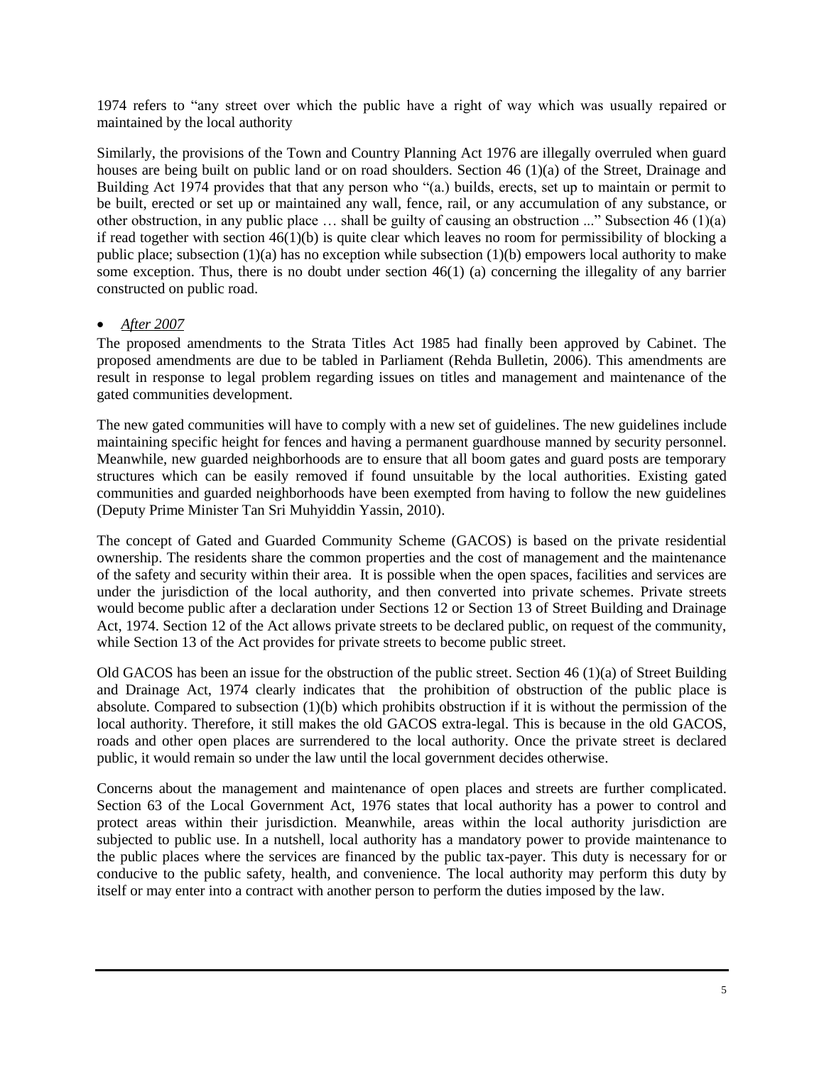1974 refers to "any street over which the public have a right of way which was usually repaired or maintained by the local authority

Similarly, the provisions of the Town and Country Planning Act 1976 are illegally overruled when guard houses are being built on public land or on road shoulders. Section 46 (1)(a) of the Street, Drainage and Building Act 1974 provides that that any person who "(a.) builds, erects, set up to maintain or permit to be built, erected or set up or maintained any wall, fence, rail, or any accumulation of any substance, or other obstruction, in any public place … shall be guilty of causing an obstruction ..." Subsection 46 (1)(a) if read together with section 46(1)(b) is quite clear which leaves no room for permissibility of blocking a public place; subsection (1)(a) has no exception while subsection (1)(b) empowers local authority to make some exception. Thus, there is no doubt under section 46(1) (a) concerning the illegality of any barrier constructed on public road.

- *After 2007*

The proposed amendments to the Strata Titles Act 1985 had finally been approved by Cabinet. The proposed amendments are due to be tabled in Parliament (Rehda Bulletin, 2006). This amendments are result in response to legal problem regarding issues on titles and management and maintenance of the gated communities development.

The new gated communities will have to comply with a new set of guidelines. The new guidelines include maintaining specific height for fences and having a permanent guardhouse manned by security personnel. Meanwhile, new guarded neighborhoods are to ensure that all boom gates and guard posts are temporary structures which can be easily removed if found unsuitable by the local authorities. Existing gated communities and guarded neighborhoods have been exempted from having to follow the new guidelines (Deputy Prime Minister Tan Sri Muhyiddin Yassin, 2010).

The concept of Gated and Guarded Community Scheme (GACOS) is based on the private residential ownership. The residents share the common properties and the cost of management and the maintenance of the safety and security within their area. It is possible when the open spaces, facilities and services are under the jurisdiction of the local authority, and then converted into private schemes. Private streets would become public after a declaration under Sections 12 or Section 13 of Street Building and Drainage Act, 1974. Section 12 of the Act allows private streets to be declared public, on request of the community, while Section 13 of the Act provides for private streets to become public street.

Old GACOS has been an issue for the obstruction of the public street. Section 46 (1)(a) of Street Building and Drainage Act, 1974 clearly indicates that the prohibition of obstruction of the public place is absolute. Compared to subsection (1)(b) which prohibits obstruction if it is without the permission of the local authority. Therefore, it still makes the old GACOS extra-legal. This is because in the old GACOS, roads and other open places are surrendered to the local authority. Once the private street is declared public, it would remain so under the law until the local government decides otherwise.

Concerns about the management and maintenance of open places and streets are further complicated. Section 63 of the Local Government Act, 1976 states that local authority has a power to control and protect areas within their jurisdiction. Meanwhile, areas within the local authority jurisdiction are subjected to public use. In a nutshell, local authority has a mandatory power to provide maintenance to the public places where the services are financed by the public tax-payer. This duty is necessary for or conducive to the public safety, health, and convenience. The local authority may perform this duty by itself or may enter into a contract with another person to perform the duties imposed by the law.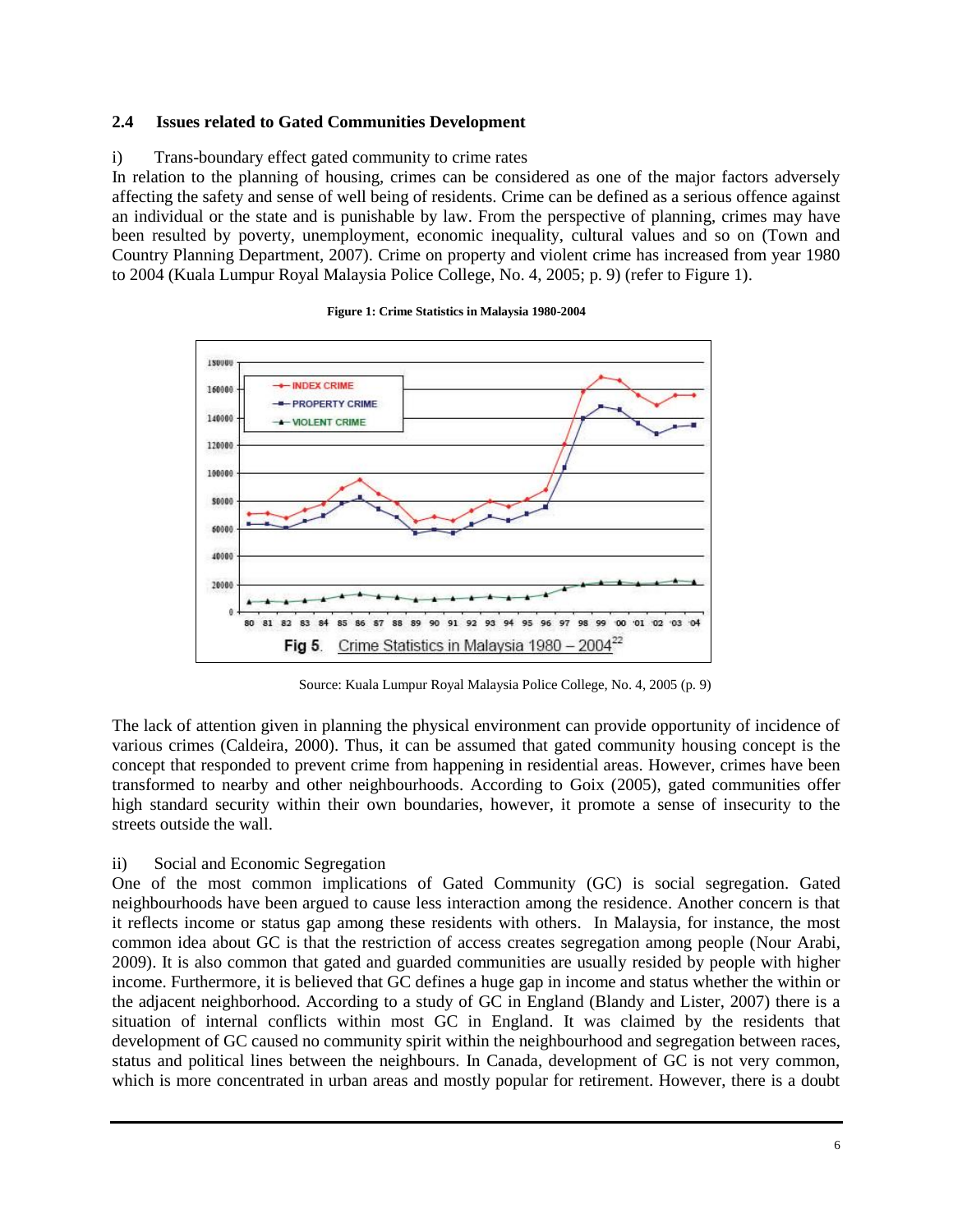## 2.4 Issues related to Gated Communities Development

i) Trans-boundary effect gated community to crime rates

In relation to the planning of housing, crimes can be considered as one of the major factors adversely affecting the safety and sense of well being of residents. Crime can be defined as a serious offence against an individual or the state and is punishable by law. From the perspective of planning, crimes may have been resulted by poverty, unemployment, economic inequality, cultural values and so on (Town and Country Planning Department, 2007). Crime on property and violent crime has increased from year 1980 to 2004 (Kuala Lumpur Royal Malaysia Police College, No. 4, 2005; p. 9) (refer to Figure 1).

**Figure 1: Crime Statistics in Malaysia 1980-2004**

Fig 5. Crime Statistics in Malaysia 1980 – 2004[22]

Source: Kuala Lumpur Royal Malaysia Police College, No. 4, 2005 (p. 9)

The lack of attention given in planning the physical environment can provide opportunity of incidence of various crimes (Caldeira, 2000). Thus, it can be assumed that gated community housing concept is the concept that responded to prevent crime from happening in residential areas. However, crimes have been transformed to nearby and other neighbourhoods. According to Goix (2005), gated communities offer high standard security within their own boundaries, however, it promote a sense of insecurity to the streets outside the wall.

ii) Social and Economic Segregation

One of the most common implications of Gated Community (GC) is social segregation. Gated neighbourhoods have been argued to cause less interaction among the residence. Another concern is that it reflects income or status gap among these residents with others. In Malaysia, for instance, the most common idea about GC is that the restriction of access creates segregation among people (Nour Arabi, 2009). It is also common that gated and guarded communities are usually resided by people with higher income. Furthermore, it is believed that GC defines a huge gap in income and status whether the within or the adjacent neighborhood. According to a study of GC in England (Blandy and Lister, 2007) there is a situation of internal conflicts within most GC in England. It was claimed by the residents that development of GC caused no community spirit within the neighbourhood and segregation between races, status and political lines between the neighbours. In Canada, development of GC is not very common, which is more concentrated in urban areas and mostly popular for retirement. However, there is a doubt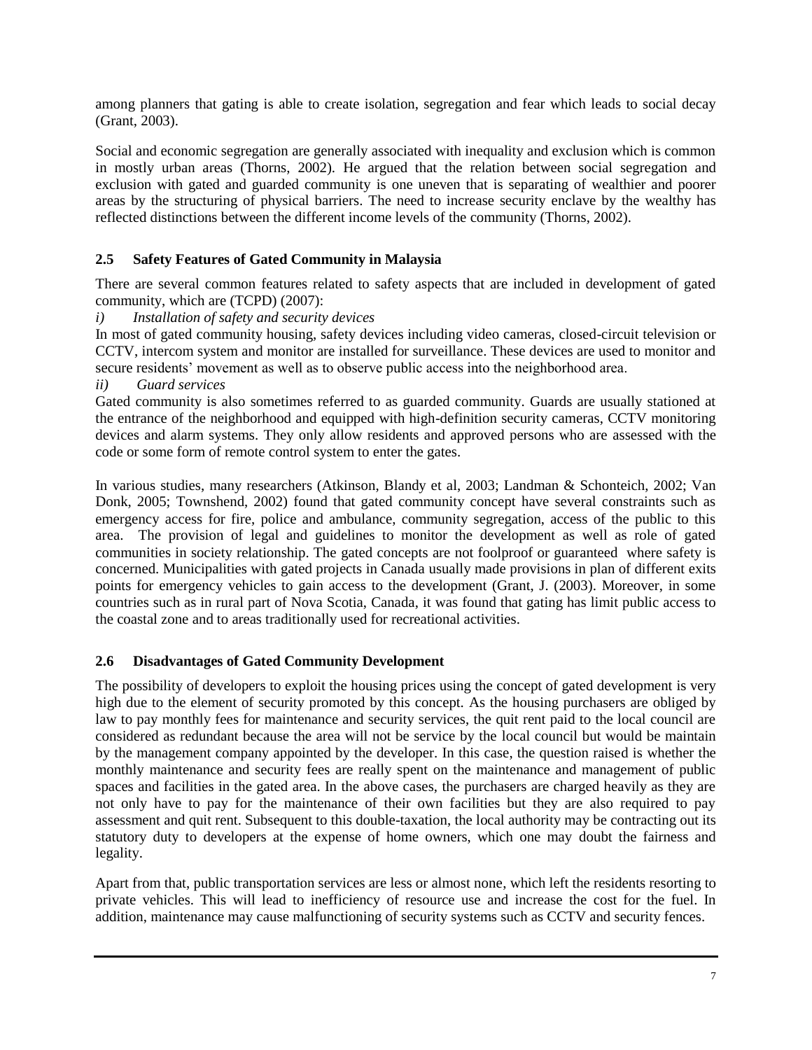among planners that gating is able to create isolation, segregation and fear which leads to social decay (Grant, 2003).

Social and economic segregation are generally associated with inequality and exclusion which is common in mostly urban areas (Thorns, 2002). He argued that the relation between social segregation and exclusion with gated and guarded community is one uneven that is separating of wealthier and poorer areas by the structuring of physical barriers. The need to increase security enclave by the wealthy has reflected distinctions between the different income levels of the community (Thorns, 2002).

### 2.5 Safety Features of Gated Community in Malaysia

There are several common features related to safety aspects that are included in development of gated community, which are (TCPD) (2007):

*i) Installation of safety and security devices*

In most of gated community housing, safety devices including video cameras, closed-circuit television or CCTV, intercom system and monitor are installed for surveillance. These devices are used to monitor and secure residents' movement as well as to observe public access into the neighborhood area.

*ii) Guard services*

Gated community is also sometimes referred to as guarded community. Guards are usually stationed at the entrance of the neighborhood and equipped with high-definition security cameras, CCTV monitoring devices and alarm systems. They only allow residents and approved persons who are assessed with the code or some form of remote control system to enter the gates.

In various studies, many researchers (Atkinson, Blandy et al, 2003; Landman & Schonteich, 2002; Van Donk, 2005; Townshend, 2002) found that gated community concept have several constraints such as emergency access for fire, police and ambulance, community segregation, access of the public to this area. The provision of legal and guidelines to monitor the development as well as role of gated communities in society relationship. The gated concepts are not foolproof or guaranteed where safety is concerned. Municipalities with gated projects in Canada usually made provisions in plan of different exits points for emergency vehicles to gain access to the development (Grant, J. (2003). Moreover, in some countries such as in rural part of Nova Scotia, Canada, it was found that gating has limit public access to the coastal zone and to areas traditionally used for recreational activities.

### 2.6 Disadvantages of Gated Community Development

The possibility of developers to exploit the housing prices using the concept of gated development is very high due to the element of security promoted by this concept. As the housing purchasers are obliged by law to pay monthly fees for maintenance and security services, the quit rent paid to the local council are considered as redundant because the area will not be service by the local council but would be maintain by the management company appointed by the developer. In this case, the question raised is whether the monthly maintenance and security fees are really spent on the maintenance and management of public spaces and facilities in the gated area. In the above cases, the purchasers are charged heavily as they are not only have to pay for the maintenance of their own facilities but they are also required to pay assessment and quit rent. Subsequent to this double-taxation, the local authority may be contracting out its statutory duty to developers at the expense of home owners, which one may doubt the fairness and legality.

Apart from that, public transportation services are less or almost none, which left the residents resorting to private vehicles. This will lead to inefficiency of resource use and increase the cost for the fuel. In addition, maintenance may cause malfunctioning of security systems such as CCTV and security fences.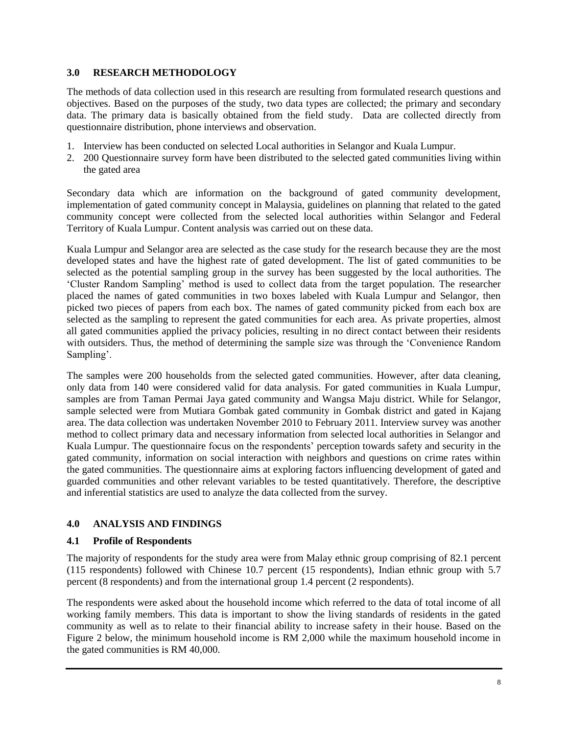## 3.0 RESEARCH METHODOLOGY

The methods of data collection used in this research are resulting from formulated research questions and objectives. Based on the purposes of the study, two data types are collected; the primary and secondary data. The primary data is basically obtained from the field study. Data are collected directly from questionnaire distribution, phone interviews and observation.

1. Interview has been conducted on selected Local authorities in Selangor and Kuala Lumpur.
2. 200 Questionnaire survey form have been distributed to the selected gated communities living within the gated area

Secondary data which are information on the background of gated community development, implementation of gated community concept in Malaysia, guidelines on planning that related to the gated community concept were collected from the selected local authorities within Selangor and Federal Territory of Kuala Lumpur. Content analysis was carried out on these data.

Kuala Lumpur and Selangor area are selected as the case study for the research because they are the most developed states and have the highest rate of gated development. The list of gated communities to be selected as the potential sampling group in the survey has been suggested by the local authorities. The 'Cluster Random Sampling' method is used to collect data from the target population. The researcher placed the names of gated communities in two boxes labeled with Kuala Lumpur and Selangor, then picked two pieces of papers from each box. The names of gated community picked from each box are selected as the sampling to represent the gated communities for each area. As private properties, almost all gated communities applied the privacy policies, resulting in no direct contact between their residents with outsiders. Thus, the method of determining the sample size was through the 'Convenience Random Sampling'.

The samples were 200 households from the selected gated communities. However, after data cleaning, only data from 140 were considered valid for data analysis. For gated communities in Kuala Lumpur, samples are from Taman Permai Jaya gated community and Wangsa Maju district. While for Selangor, sample selected were from Mutiara Gombak gated community in Gombak district and gated in Kajang area. The data collection was undertaken November 2010 to February 2011. Interview survey was another method to collect primary data and necessary information from selected local authorities in Selangor and Kuala Lumpur. The questionnaire focus on the respondents' perception towards safety and security in the gated community, information on social interaction with neighbors and questions on crime rates within the gated communities. The questionnaire aims at exploring factors influencing development of gated and guarded communities and other relevant variables to be tested quantitatively. Therefore, the descriptive and inferential statistics are used to analyze the data collected from the survey.

## 4.0 ANALYSIS AND FINDINGS

### 4.1 Profile of Respondents

The majority of respondents for the study area were from Malay ethnic group comprising of 82.1 percent (115 respondents) followed with Chinese 10.7 percent (15 respondents), Indian ethnic group with 5.7 percent (8 respondents) and from the international group 1.4 percent (2 respondents).

The respondents were asked about the household income which referred to the data of total income of all working family members. This data is important to show the living standards of residents in the gated community as well as to relate to their financial ability to increase safety in their house. Based on the Figure 2 below, the minimum household income is RM 2,000 while the maximum household income in the gated communities is RM 40,000.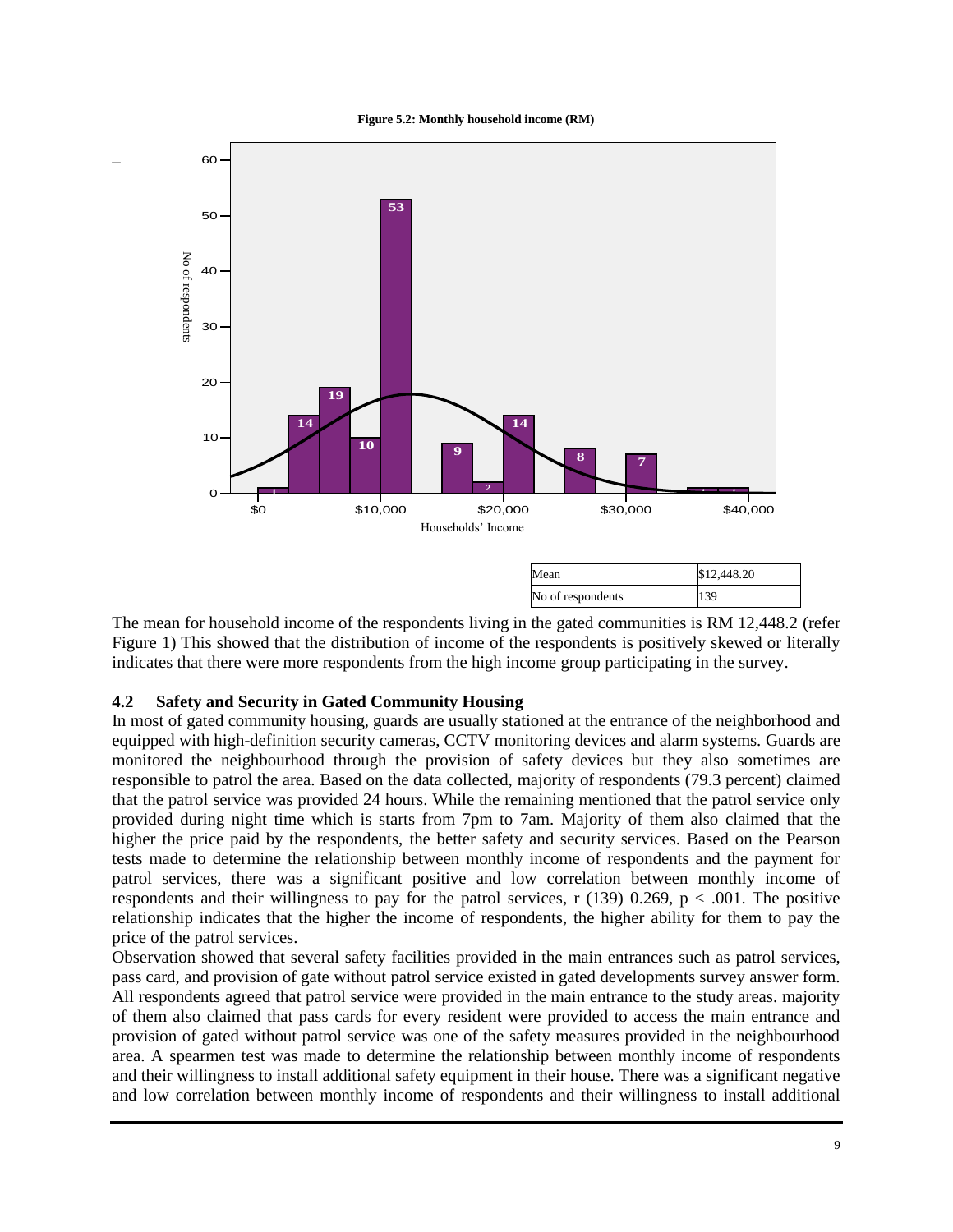**Figure 5.2: Monthly household income (RM)**

| Mean | $12,448.20 |
|---|---|
| No of respondents | 139 |

The mean for household income of the respondents living in the gated communities is RM 12,448.2 (refer Figure 1) This showed that the distribution of income of the respondents is positively skewed or literally indicates that there were more respondents from the high income group participating in the survey.

## 4.2 Safety and Security in Gated Community Housing

In most of gated community housing, guards are usually stationed at the entrance of the neighborhood and equipped with high-definition security cameras, CCTV monitoring devices and alarm systems. Guards are monitored the neighbourhood through the provision of safety devices but they also sometimes are responsible to patrol the area. Based on the data collected, majority of respondents (79.3 percent) claimed that the patrol service was provided 24 hours. While the remaining mentioned that the patrol service only provided during night time which is starts from 7pm to 7am. Majority of them also claimed that the higher the price paid by the respondents, the better safety and security services. Based on the Pearson tests made to determine the relationship between monthly income of respondents and the payment for patrol services, there was a significant positive and low correlation between monthly income of respondents and their willingness to pay for the patrol services, $r\ (139)\ 0.269$, $p < .001$. The positive relationship indicates that the higher the income of respondents, the higher ability for them to pay the price of the patrol services.

Observation showed that several safety facilities provided in the main entrances such as patrol services, pass card, and provision of gate without patrol service existed in gated developments survey answer form. All respondents agreed that patrol service were provided in the main entrance to the study areas. majority of them also claimed that pass cards for every resident were provided to access the main entrance and provision of gated without patrol service was one of the safety measures provided in the neighbourhood area. A spearmen test was made to determine the relationship between monthly income of respondents and their willingness to install additional safety equipment in their house. There was a significant negative and low correlation between monthly income of respondents and their willingness to install additional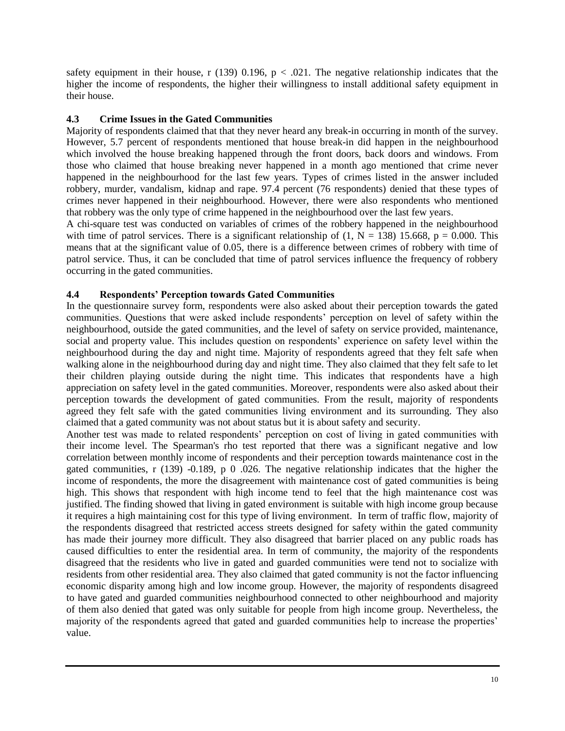safety equipment in their house, r (139) 0.196, $p < .021$. The negative relationship indicates that the higher the income of respondents, the higher their willingness to install additional safety equipment in their house.

### 4.3 Crime Issues in the Gated Communities

Majority of respondents claimed that that they never heard any break-in occurring in month of the survey. However, 5.7 percent of respondents mentioned that house break-in did happen in the neighbourhood which involved the house breaking happened through the front doors, back doors and windows. From those who claimed that house breaking never happened in a month ago mentioned that crime never happened in the neighbourhood for the last few years. Types of crimes listed in the answer included robbery, murder, vandalism, kidnap and rape. 97.4 percent (76 respondents) denied that these types of crimes never happened in their neighbourhood. However, there were also respondents who mentioned that robbery was the only type of crime happened in the neighbourhood over the last few years.

A chi-square test was conducted on variables of crimes of the robbery happened in the neighbourhood with time of patrol services. There is a significant relationship of (1, N = 138) 15.668, $p = 0.000$. This means that at the significant value of 0.05, there is a difference between crimes of robbery with time of patrol service. Thus, it can be concluded that time of patrol services influence the frequency of robbery occurring in the gated communities.

### 4.4 Respondents' Perception towards Gated Communities

In the questionnaire survey form, respondents were also asked about their perception towards the gated communities. Questions that were asked include respondents' perception on level of safety within the neighbourhood, outside the gated communities, and the level of safety on service provided, maintenance, social and property value. This includes question on respondents' experience on safety level within the neighbourhood during the day and night time. Majority of respondents agreed that they felt safe when walking alone in the neighbourhood during day and night time. They also claimed that they felt safe to let their children playing outside during the night time. This indicates that respondents have a high appreciation on safety level in the gated communities. Moreover, respondents were also asked about their perception towards the development of gated communities. From the result, majority of respondents agreed they felt safe with the gated communities living environment and its surrounding. They also claimed that a gated community was not about status but it is about safety and security.

Another test was made to related respondents' perception on cost of living in gated communities with their income level. The Spearman's rho test reported that there was a significant negative and low correlation between monthly income of respondents and their perception towards maintenance cost in the gated communities, r (139) -0.189, p 0 .026. The negative relationship indicates that the higher the income of respondents, the more the disagreement with maintenance cost of gated communities is being high. This shows that respondent with high income tend to feel that the high maintenance cost was justified. The finding showed that living in gated environment is suitable with high income group because it requires a high maintaining cost for this type of living environment. In term of traffic flow, majority of the respondents disagreed that restricted access streets designed for safety within the gated community has made their journey more difficult. They also disagreed that barrier placed on any public roads has caused difficulties to enter the residential area. In term of community, the majority of the respondents disagreed that the residents who live in gated and guarded communities were tend not to socialize with residents from other residential area. They also claimed that gated community is not the factor influencing economic disparity among high and low income group. However, the majority of respondents disagreed to have gated and guarded communities neighbourhood connected to other neighbourhood and majority of them also denied that gated was only suitable for people from high income group. Nevertheless, the majority of the respondents agreed that gated and guarded communities help to increase the properties' value.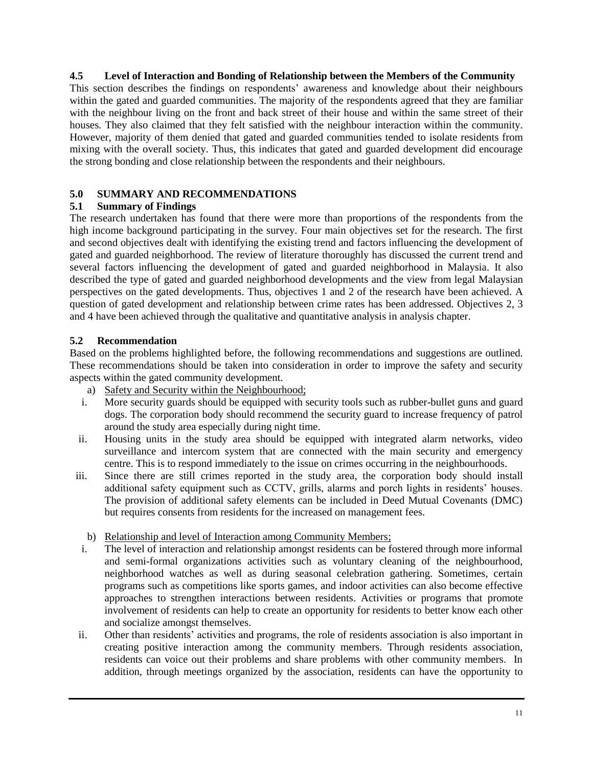### 4.5 Level of Interaction and Bonding of Relationship between the Members of the Community

This section describes the findings on respondents' awareness and knowledge about their neighbours within the gated and guarded communities. The majority of the respondents agreed that they are familiar with the neighbour living on the front and back street of their house and within the same street of their houses. They also claimed that they felt satisfied with the neighbour interaction within the community. However, majority of them denied that gated and guarded communities tended to isolate residents from mixing with the overall society. Thus, this indicates that gated and guarded development did encourage the strong bonding and close relationship between the respondents and their neighbours.

## 5.0 SUMMARY AND RECOMMENDATIONS

### 5.1 Summary of Findings

The research undertaken has found that there were more than proportions of the respondents from the high income background participating in the survey. Four main objectives set for the research. The first and second objectives dealt with identifying the existing trend and factors influencing the development of gated and guarded neighborhood. The review of literature thoroughly has discussed the current trend and several factors influencing the development of gated and guarded neighborhood in Malaysia. It also described the type of gated and guarded neighborhood developments and the view from legal Malaysian perspectives on the gated developments. Thus, objectives 1 and 2 of the research have been achieved. A question of gated development and relationship between crime rates has been addressed. Objectives 2, 3 and 4 have been achieved through the qualitative and quantitative analysis in analysis chapter.

### 5.2 Recommendation

Based on the problems highlighted before, the following recommendations and suggestions are outlined. These recommendations should be taken into consideration in order to improve the safety and security aspects within the gated community development.

a) <u>Safety and Security within the Neighbourhood;</u>

i. More security guards should be equipped with security tools such as rubber-bullet guns and guard dogs. The corporation body should recommend the security guard to increase frequency of patrol around the study area especially during night time.

ii. Housing units in the study area should be equipped with integrated alarm networks, video surveillance and intercom system that are connected with the main security and emergency centre. This is to respond immediately to the issue on crimes occurring in the neighbourhoods.

iii. Since there are still crimes reported in the study area, the corporation body should install additional safety equipment such as CCTV, grills, alarms and porch lights in residents' houses. The provision of additional safety elements can be included in Deed Mutual Covenants (DMC) but requires consents from residents for the increased on management fees.

b) <u>Relationship and level of Interaction among Community Members;</u>

i. The level of interaction and relationship amongst residents can be fostered through more informal and semi-formal organizations activities such as voluntary cleaning of the neighbourhood, neighborhood watches as well as during seasonal celebration gathering. Sometimes, certain programs such as competitions like sports games, and indoor activities can also become effective approaches to strengthen interactions between residents. Activities or programs that promote involvement of residents can help to create an opportunity for residents to better know each other and socialize amongst themselves.

ii. Other than residents' activities and programs, the role of residents association is also important in creating positive interaction among the community members. Through residents association, residents can voice out their problems and share problems with other community members. In addition, through meetings organized by the association, residents can have the opportunity to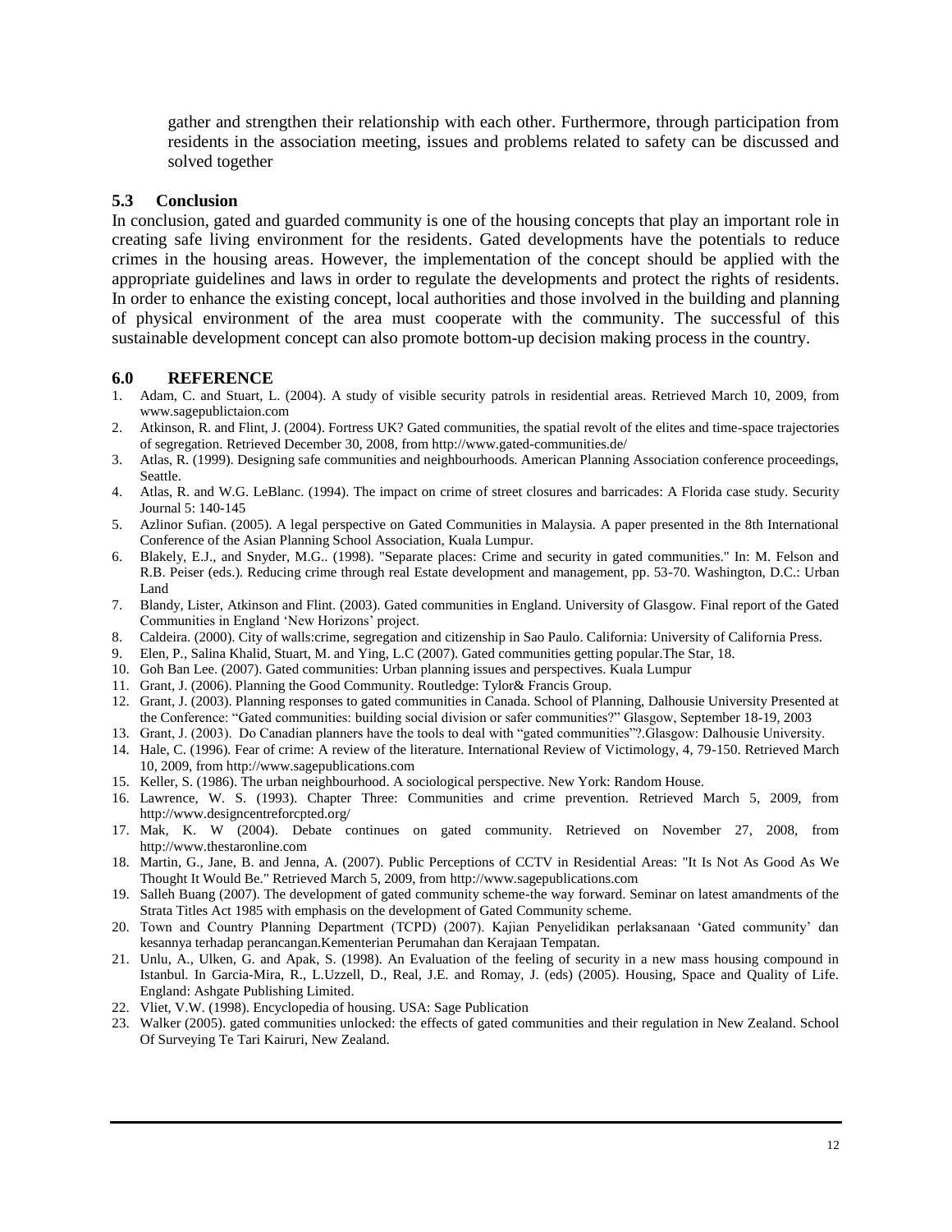gather and strengthen their relationship with each other. Furthermore, through participation from residents in the association meeting, issues and problems related to safety can be discussed and solved together

### 5.3 Conclusion

In conclusion, gated and guarded community is one of the housing concepts that play an important role in creating safe living environment for the residents. Gated developments have the potentials to reduce crimes in the housing areas. However, the implementation of the concept should be applied with the appropriate guidelines and laws in order to regulate the developments and protect the rights of residents. In order to enhance the existing concept, local authorities and those involved in the building and planning of physical environment of the area must cooperate with the community. The successful of this sustainable development concept can also promote bottom-up decision making process in the country.

## 6.0 REFERENCE

1. Adam, C. and Stuart, L. (2004). A study of visible security patrols in residential areas. Retrieved March 10, 2009, from www.sagepublictaion.com
2. Atkinson, R. and Flint, J. (2004). Fortress UK? Gated communities, the spatial revolt of the elites and time-space trajectories of segregation. Retrieved December 30, 2008, from http://www.gated-communities.de/
3. Atlas, R. (1999). Designing safe communities and neighbourhoods. American Planning Association conference proceedings, Seattle.
4. Atlas, R. and W.G. LeBlanc. (1994). The impact on crime of street closures and barricades: A Florida case study. Security Journal 5: 140-145
5. Azlinor Sufian. (2005). A legal perspective on Gated Communities in Malaysia. A paper presented in the 8th International Conference of the Asian Planning School Association, Kuala Lumpur.
6. Blakely, E.J., and Snyder, M.G.. (1998). "Separate places: Crime and security in gated communities." In: M. Felson and R.B. Peiser (eds.). Reducing crime through real Estate development and management, pp. 53-70. Washington, D.C.: Urban Land
7. Blandy, Lister, Atkinson and Flint. (2003). Gated communities in England. University of Glasgow. Final report of the Gated Communities in England 'New Horizons' project.
8. Caldeira. (2000). City of walls:crime, segregation and citizenship in Sao Paulo. California: University of California Press.
9. Elen, P., Salina Khalid, Stuart, M. and Ying, L.C (2007). Gated communities getting popular.The Star, 18.
10. Goh Ban Lee. (2007). Gated communities: Urban planning issues and perspectives. Kuala Lumpur
11. Grant, J. (2006). Planning the Good Community. Routledge: Tylor& Francis Group.
12. Grant, J. (2003). Planning responses to gated communities in Canada. School of Planning, Dalhousie University Presented at the Conference: "Gated communities: building social division or safer communities?" Glasgow, September 18-19, 2003
13. Grant, J. (2003). Do Canadian planners have the tools to deal with "gated communities"?.Glasgow: Dalhousie University.
14. Hale, C. (1996). Fear of crime: A review of the literature. International Review of Victimology, 4, 79-150. Retrieved March 10, 2009, from http://www.sagepublications.com
15. Keller, S. (1986). The urban neighbourhood. A sociological perspective. New York: Random House.
16. Lawrence, W. S. (1993). Chapter Three: Communities and crime prevention. Retrieved March 5, 2009, from http://www.designcentreforcpted.org/
17. Mak, K. W (2004). Debate continues on gated community. Retrieved on November 27, 2008, from http://www.thestaronline.com
18. Martin, G., Jane, B. and Jenna, A. (2007). Public Perceptions of CCTV in Residential Areas: "It Is Not As Good As We Thought It Would Be." Retrieved March 5, 2009, from http://www.sagepublications.com
19. Salleh Buang (2007). The development of gated community scheme-the way forward. Seminar on latest amandments of the Strata Titles Act 1985 with emphasis on the development of Gated Community scheme.
20. Town and Country Planning Department (TCPD) (2007). Kajian Penyelidikan perlaksanaan 'Gated community' dan kesannya terhadap perancangan.Kementerian Perumahan dan Kerajaan Tempatan.
21. Unlu, A., Ulken, G. and Apak, S. (1998). An Evaluation of the feeling of security in a new mass housing compound in Istanbul. In Garcia-Mira, R., L.Uzzell, D., Real, J.E. and Romay, J. (eds) (2005). Housing, Space and Quality of Life. England: Ashgate Publishing Limited.
22. Vliet, V.W. (1998). Encyclopedia of housing. USA: Sage Publication
23. Walker (2005). gated communities unlocked: the effects of gated communities and their regulation in New Zealand. School Of Surveying Te Tari Kairuri, New Zealand.